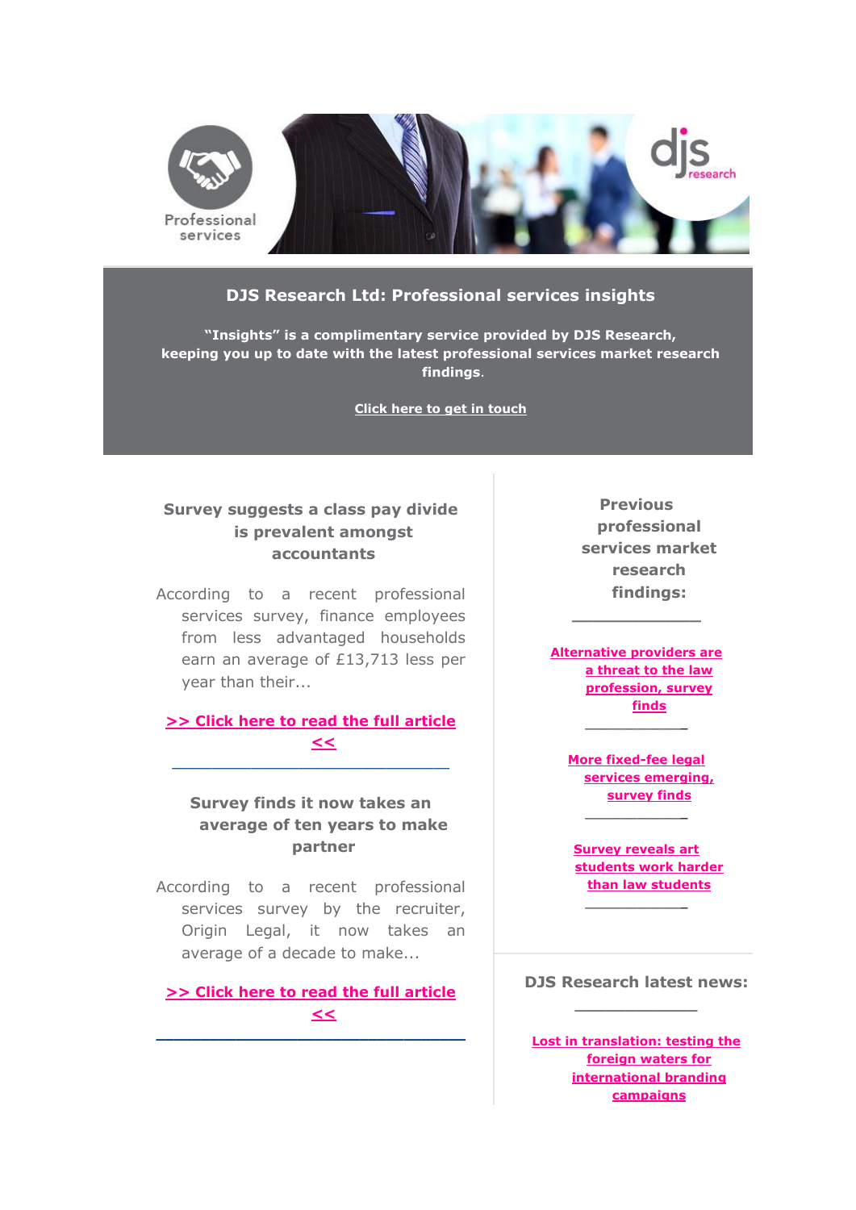# DJS Research Ltd: Professional services insights

**"Insights" is a complimentary service provided by DJS Research, keeping you up to date with the latest professional services market research findings.**

**Click here to get in touch**

## Survey suggests a class pay divide is prevalent amongst accountants

According to a recent professional services survey, finance employees from less advantaged households earn an average of £13,713 less per year than their...

**>> Click here to read the full article <<**

---

## Survey finds it now takes an average of ten years to make partner

According to a recent professional services survey by the recruiter, Origin Legal, it now takes an average of a decade to make...

**>> Click here to read the full article <<**

---

## Previous professional services market research findings:

---

**Alternative providers are a threat to the law profession, survey finds**

---

**More fixed-fee legal services emerging, survey finds**

---

**Survey reveals art students work harder than law students**

---

## DJS Research latest news:

---

**Lost in translation: testing the foreign waters for international branding campaigns**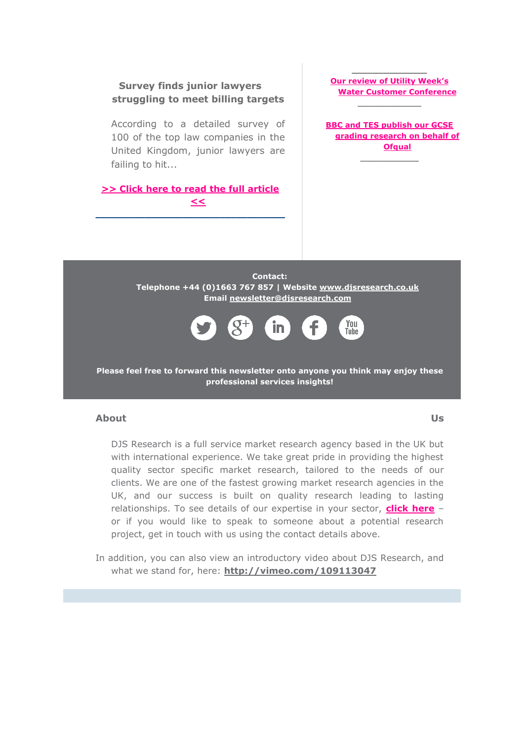### Survey finds junior lawyers struggling to meet billing targets

According to a detailed survey of 100 of the top law companies in the United Kingdom, junior lawyers are failing to hit...

**>> Click here to read the full article <<**

---

**Our review of Utility Week's Water Customer Conference**

---

**BBC and TES publish our GCSE grading research on behalf of Ofqual**

---

**Contact:**
**Telephone +44 (0)1663 767 857 | Website www.djsresearch.co.uk**
**Email newsletter@djsresearch.com**

**Please feel free to forward this newsletter onto anyone you think may enjoy these professional services insights!**

### About Us

DJS Research is a full service market research agency based in the UK but with international experience. We take great pride in providing the highest quality sector specific market research, tailored to the needs of our clients. We are one of the fastest growing market research agencies in the UK, and our success is built on quality research leading to lasting relationships. To see details of our expertise in your sector, **click here** – or if you would like to speak to someone about a potential research project, get in touch with us using the contact details above.

In addition, you can also view an introductory video about DJS Research, and what we stand for, here: **http://vimeo.com/109113047**